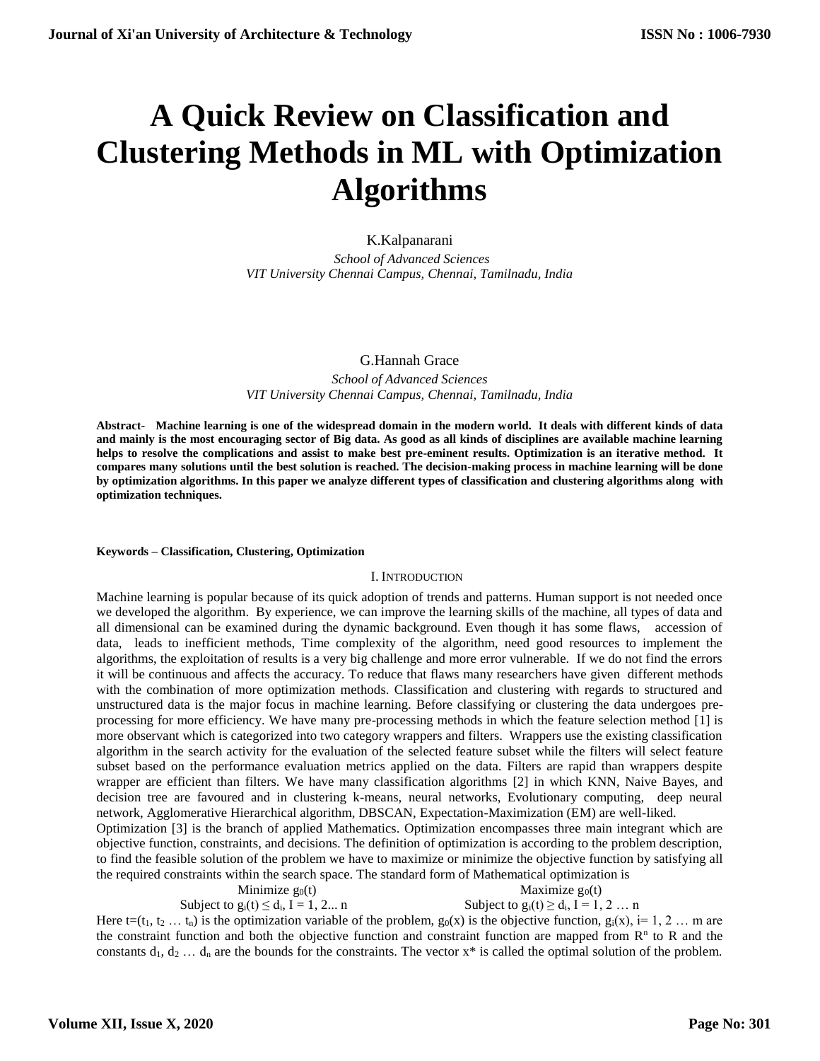# A Quick Review on Classification and Clustering Methods in ML with Optimization Algorithms

K.Kalpanarani

*School of Advanced Sciences*
*VIT University Chennai Campus, Chennai, Tamilnadu, India*

G.Hannah Grace

*School of Advanced Sciences*
*VIT University Chennai Campus, Chennai, Tamilnadu, India*

**Abstract- Machine learning is one of the widespread domain in the modern world. It deals with different kinds of data and mainly is the most encouraging sector of Big data. As good as all kinds of disciplines are available machine learning helps to resolve the complications and assist to make best pre-eminent results. Optimization is an iterative method. It compares many solutions until the best solution is reached. The decision-making process in machine learning will be done by optimization algorithms. In this paper we analyze different types of classification and clustering algorithms along with optimization techniques.**

**Keywords – Classification, Clustering, Optimization**

## I. Introduction

Machine learning is popular because of its quick adoption of trends and patterns. Human support is not needed once we developed the algorithm. By experience, we can improve the learning skills of the machine, all types of data and all dimensional can be examined during the dynamic background. Even though it has some flaws, accession of data, leads to inefficient methods, Time complexity of the algorithm, need good resources to implement the algorithms, the exploitation of results is a very big challenge and more error vulnerable. If we do not find the errors it will be continuous and affects the accuracy. To reduce that flaws many researchers have given different methods with the combination of more optimization methods. Classification and clustering with regards to structured and unstructured data is the major focus in machine learning. Before classifying or clustering the data undergoes pre-processing for more efficiency. We have many pre-processing methods in which the feature selection method [1] is more observant which is categorized into two category wrappers and filters. Wrappers use the existing classification algorithm in the search activity for the evaluation of the selected feature subset while the filters will select feature subset based on the performance evaluation metrics applied on the data. Filters are rapid than wrappers despite wrapper are efficient than filters. We have many classification algorithms [2] in which KNN, Naive Bayes, and decision tree are favoured and in clustering k-means, neural networks, Evolutionary computing, deep neural network, Agglomerative Hierarchical algorithm, DBSCAN, Expectation-Maximization (EM) are well-liked.

Optimization [3] is the branch of applied Mathematics. Optimization encompasses three main integrant which are objective function, constraints, and decisions. The definition of optimization is according to the problem description, to find the feasible solution of the problem we have to maximize or minimize the objective function by satisfying all the required constraints within the search space. The standard form of Mathematical optimization is

$$\text{Minimize } g_0(t) \qquad\qquad \text{Maximize } g_0(t)$$

$$\text{Subject to } g_i(t) \leq d_i,\ I = 1, 2... n \qquad\qquad \text{Subject to } g_i(t) \geq d_i,\ I = 1, 2 \dots n$$

Here $t=(t_1, t_2 \dots t_n)$ is the optimization variable of the problem, $g_0(x)$ is the objective function, $g_i(x)$, $i= 1, 2 \dots m$ are the constraint function and both the objective function and constraint function are mapped from $R^n$ to R and the constants $d_1, d_2 \dots d_n$ are the bounds for the constraints. The vector $x^*$ is called the optimal solution of the problem.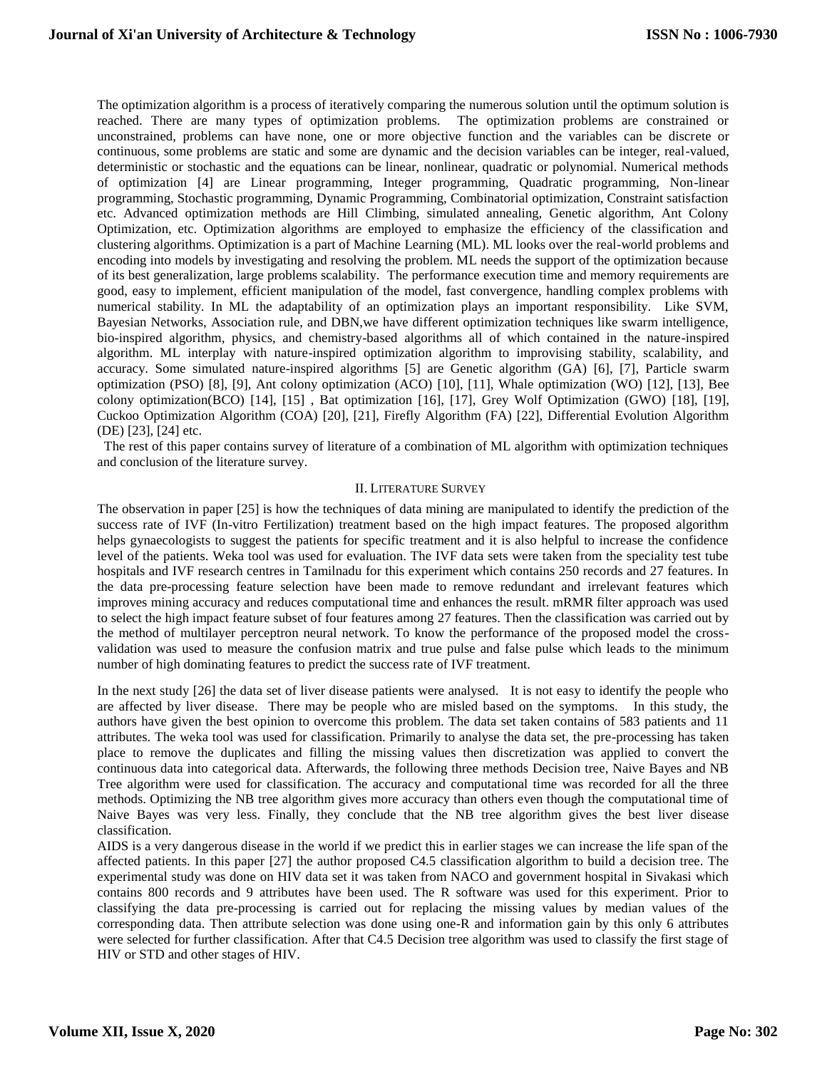The optimization algorithm is a process of iteratively comparing the numerous solution until the optimum solution is reached. There are many types of optimization problems. The optimization problems are constrained or unconstrained, problems can have none, one or more objective function and the variables can be discrete or continuous, some problems are static and some are dynamic and the decision variables can be integer, real-valued, deterministic or stochastic and the equations can be linear, nonlinear, quadratic or polynomial. Numerical methods of optimization [4] are Linear programming, Integer programming, Quadratic programming, Non-linear programming, Stochastic programming, Dynamic Programming, Combinatorial optimization, Constraint satisfaction etc. Advanced optimization methods are Hill Climbing, simulated annealing, Genetic algorithm, Ant Colony Optimization, etc. Optimization algorithms are employed to emphasize the efficiency of the classification and clustering algorithms. Optimization is a part of Machine Learning (ML). ML looks over the real-world problems and encoding into models by investigating and resolving the problem. ML needs the support of the optimization because of its best generalization, large problems scalability. The performance execution time and memory requirements are good, easy to implement, efficient manipulation of the model, fast convergence, handling complex problems with numerical stability. In ML the adaptability of an optimization plays an important responsibility. Like SVM, Bayesian Networks, Association rule, and DBN,we have different optimization techniques like swarm intelligence, bio-inspired algorithm, physics, and chemistry-based algorithms all of which contained in the nature-inspired algorithm. ML interplay with nature-inspired optimization algorithm to improvising stability, scalability, and accuracy. Some simulated nature-inspired algorithms [5] are Genetic algorithm (GA) [6], [7], Particle swarm optimization (PSO) [8], [9], Ant colony optimization (ACO) [10], [11], Whale optimization (WO) [12], [13], Bee colony optimization(BCO) [14], [15] , Bat optimization [16], [17], Grey Wolf Optimization (GWO) [18], [19], Cuckoo Optimization Algorithm (COA) [20], [21], Firefly Algorithm (FA) [22], Differential Evolution Algorithm (DE) [23], [24] etc.

The rest of this paper contains survey of literature of a combination of ML algorithm with optimization techniques and conclusion of the literature survey.

## II. Literature Survey

The observation in paper [25] is how the techniques of data mining are manipulated to identify the prediction of the success rate of IVF (In-vitro Fertilization) treatment based on the high impact features. The proposed algorithm helps gynaecologists to suggest the patients for specific treatment and it is also helpful to increase the confidence level of the patients. Weka tool was used for evaluation. The IVF data sets were taken from the speciality test tube hospitals and IVF research centres in Tamilnadu for this experiment which contains 250 records and 27 features. In the data pre-processing feature selection have been made to remove redundant and irrelevant features which improves mining accuracy and reduces computational time and enhances the result. mRMR filter approach was used to select the high impact feature subset of four features among 27 features. Then the classification was carried out by the method of multilayer perceptron neural network. To know the performance of the proposed model the cross-validation was used to measure the confusion matrix and true pulse and false pulse which leads to the minimum number of high dominating features to predict the success rate of IVF treatment.

In the next study [26] the data set of liver disease patients were analysed. It is not easy to identify the people who are affected by liver disease. There may be people who are misled based on the symptoms. In this study, the authors have given the best opinion to overcome this problem. The data set taken contains of 583 patients and 11 attributes. The weka tool was used for classification. Primarily to analyse the data set, the pre-processing has taken place to remove the duplicates and filling the missing values then discretization was applied to convert the continuous data into categorical data. Afterwards, the following three methods Decision tree, Naive Bayes and NB Tree algorithm were used for classification. The accuracy and computational time was recorded for all the three methods. Optimizing the NB tree algorithm gives more accuracy than others even though the computational time of Naive Bayes was very less. Finally, they conclude that the NB tree algorithm gives the best liver disease classification.

AIDS is a very dangerous disease in the world if we predict this in earlier stages we can increase the life span of the affected patients. In this paper [27] the author proposed C4.5 classification algorithm to build a decision tree. The experimental study was done on HIV data set it was taken from NACO and government hospital in Sivakasi which contains 800 records and 9 attributes have been used. The R software was used for this experiment. Prior to classifying the data pre-processing is carried out for replacing the missing values by median values of the corresponding data. Then attribute selection was done using one-R and information gain by this only 6 attributes were selected for further classification. After that C4.5 Decision tree algorithm was used to classify the first stage of HIV or STD and other stages of HIV.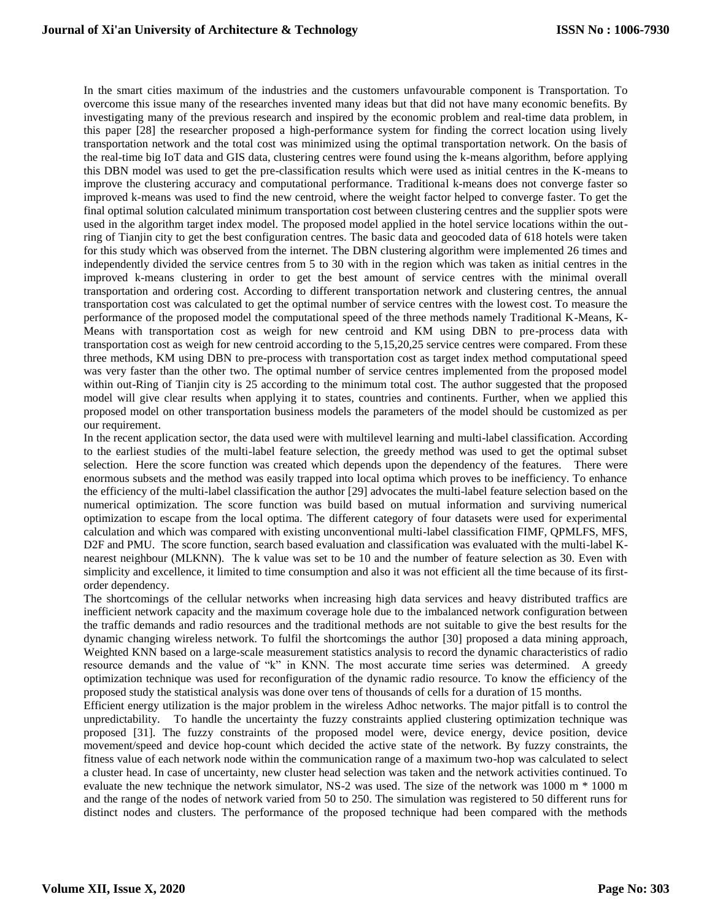In the smart cities maximum of the industries and the customers unfavourable component is Transportation. To overcome this issue many of the researches invented many ideas but that did not have many economic benefits. By investigating many of the previous research and inspired by the economic problem and real-time data problem, in this paper [28] the researcher proposed a high-performance system for finding the correct location using lively transportation network and the total cost was minimized using the optimal transportation network. On the basis of the real-time big IoT data and GIS data, clustering centres were found using the k-means algorithm, before applying this DBN model was used to get the pre-classification results which were used as initial centres in the K-means to improve the clustering accuracy and computational performance. Traditional k-means does not converge faster so improved k-means was used to find the new centroid, where the weight factor helped to converge faster. To get the final optimal solution calculated minimum transportation cost between clustering centres and the supplier spots were used in the algorithm target index model. The proposed model applied in the hotel service locations within the out-ring of Tianjin city to get the best configuration centres. The basic data and geocoded data of 618 hotels were taken for this study which was observed from the internet. The DBN clustering algorithm were implemented 26 times and independently divided the service centres from 5 to 30 with in the region which was taken as initial centres in the improved k-means clustering in order to get the best amount of service centres with the minimal overall transportation and ordering cost. According to different transportation network and clustering centres, the annual transportation cost was calculated to get the optimal number of service centres with the lowest cost. To measure the performance of the proposed model the computational speed of the three methods namely Traditional K-Means, K-Means with transportation cost as weigh for new centroid and KM using DBN to pre-process data with transportation cost as weigh for new centroid according to the 5,15,20,25 service centres were compared. From these three methods, KM using DBN to pre-process with transportation cost as target index method computational speed was very faster than the other two. The optimal number of service centres implemented from the proposed model within out-Ring of Tianjin city is 25 according to the minimum total cost. The author suggested that the proposed model will give clear results when applying it to states, countries and continents. Further, when we applied this proposed model on other transportation business models the parameters of the model should be customized as per our requirement.

In the recent application sector, the data used were with multilevel learning and multi-label classification. According to the earliest studies of the multi-label feature selection, the greedy method was used to get the optimal subset selection. Here the score function was created which depends upon the dependency of the features. There were enormous subsets and the method was easily trapped into local optima which proves to be inefficiency. To enhance the efficiency of the multi-label classification the author [29] advocates the multi-label feature selection based on the numerical optimization. The score function was build based on mutual information and surviving numerical optimization to escape from the local optima. The different category of four datasets were used for experimental calculation and which was compared with existing unconventional multi-label classification FIMF, QPMLFS, MFS, D2F and PMU. The score function, search based evaluation and classification was evaluated with the multi-label K-nearest neighbour (MLKNN). The k value was set to be 10 and the number of feature selection as 30. Even with simplicity and excellence, it limited to time consumption and also it was not efficient all the time because of its first-order dependency.

The shortcomings of the cellular networks when increasing high data services and heavy distributed traffics are inefficient network capacity and the maximum coverage hole due to the imbalanced network configuration between the traffic demands and radio resources and the traditional methods are not suitable to give the best results for the dynamic changing wireless network. To fulfil the shortcomings the author [30] proposed a data mining approach, Weighted KNN based on a large-scale measurement statistics analysis to record the dynamic characteristics of radio resource demands and the value of "k" in KNN. The most accurate time series was determined. A greedy optimization technique was used for reconfiguration of the dynamic radio resource. To know the efficiency of the proposed study the statistical analysis was done over tens of thousands of cells for a duration of 15 months.

Efficient energy utilization is the major problem in the wireless Adhoc networks. The major pitfall is to control the unpredictability. To handle the uncertainty the fuzzy constraints applied clustering optimization technique was proposed [31]. The fuzzy constraints of the proposed model were, device energy, device position, device movement/speed and device hop-count which decided the active state of the network. By fuzzy constraints, the fitness value of each network node within the communication range of a maximum two-hop was calculated to select a cluster head. In case of uncertainty, new cluster head selection was taken and the network activities continued. To evaluate the new technique the network simulator, NS-2 was used. The size of the network was 1000 m * 1000 m and the range of the nodes of network varied from 50 to 250. The simulation was registered to 50 different runs for distinct nodes and clusters. The performance of the proposed technique had been compared with the methods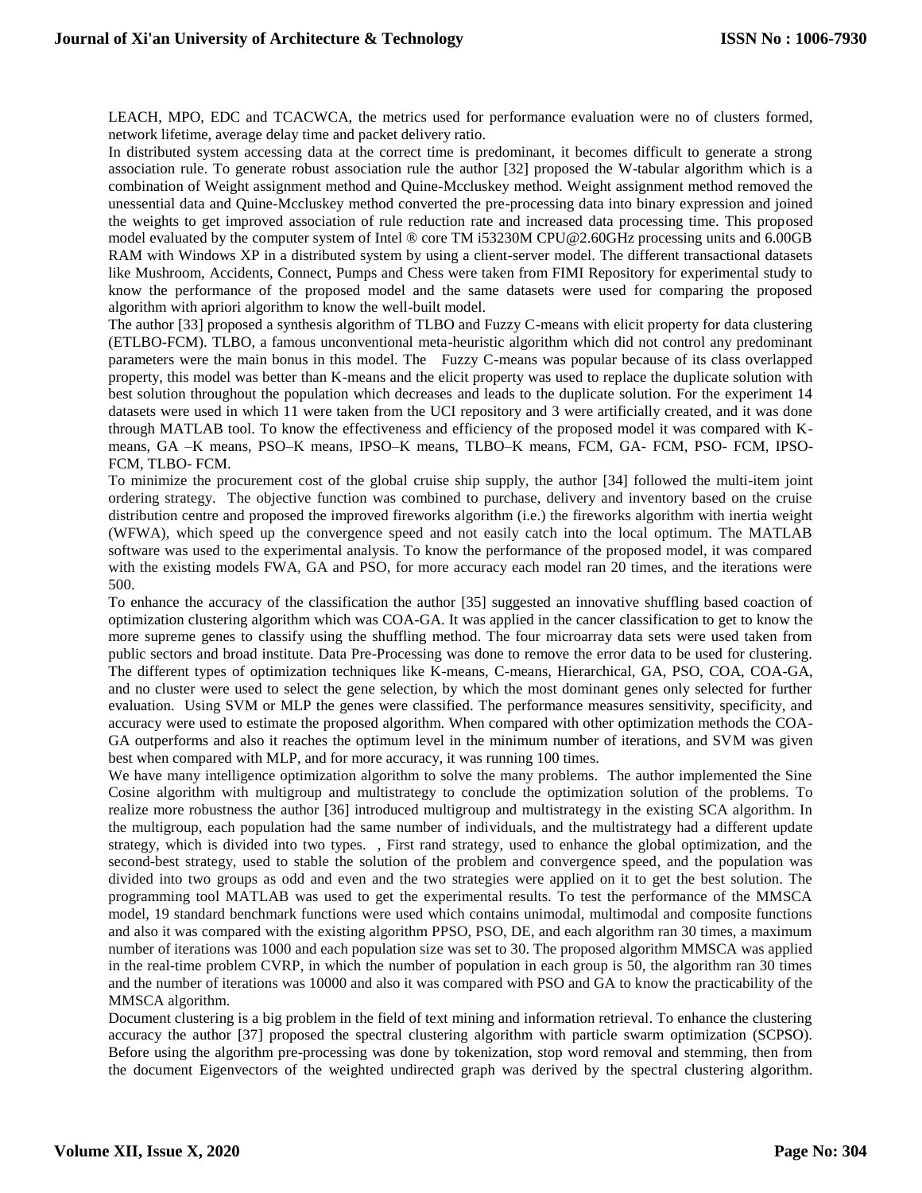LEACH, MPO, EDC and TCACWCA, the metrics used for performance evaluation were no of clusters formed, network lifetime, average delay time and packet delivery ratio.

In distributed system accessing data at the correct time is predominant, it becomes difficult to generate a strong association rule. To generate robust association rule the author [32] proposed the W-tabular algorithm which is a combination of Weight assignment method and Quine-Mccluskey method. Weight assignment method removed the unessential data and Quine-Mccluskey method converted the pre-processing data into binary expression and joined the weights to get improved association of rule reduction rate and increased data processing time. This proposed model evaluated by the computer system of Intel ® core TM i53230M CPU@2.60GHz processing units and 6.00GB RAM with Windows XP in a distributed system by using a client-server model. The different transactional datasets like Mushroom, Accidents, Connect, Pumps and Chess were taken from FIMI Repository for experimental study to know the performance of the proposed model and the same datasets were used for comparing the proposed algorithm with apriori algorithm to know the well-built model.

The author [33] proposed a synthesis algorithm of TLBO and Fuzzy C-means with elicit property for data clustering (ETLBO-FCM). TLBO, a famous unconventional meta-heuristic algorithm which did not control any predominant parameters were the main bonus in this model. The Fuzzy C-means was popular because of its class overlapped property, this model was better than K-means and the elicit property was used to replace the duplicate solution with best solution throughout the population which decreases and leads to the duplicate solution. For the experiment 14 datasets were used in which 11 were taken from the UCI repository and 3 were artificially created, and it was done through MATLAB tool. To know the effectiveness and efficiency of the proposed model it was compared with K-means, GA –K means, PSO–K means, IPSO–K means, TLBO–K means, FCM, GA- FCM, PSO- FCM, IPSO-FCM, TLBO- FCM.

To minimize the procurement cost of the global cruise ship supply, the author [34] followed the multi-item joint ordering strategy. The objective function was combined to purchase, delivery and inventory based on the cruise distribution centre and proposed the improved fireworks algorithm (i.e.) the fireworks algorithm with inertia weight (WFWA), which speed up the convergence speed and not easily catch into the local optimum. The MATLAB software was used to the experimental analysis. To know the performance of the proposed model, it was compared with the existing models FWA, GA and PSO, for more accuracy each model ran 20 times, and the iterations were 500.

To enhance the accuracy of the classification the author [35] suggested an innovative shuffling based coaction of optimization clustering algorithm which was COA-GA. It was applied in the cancer classification to get to know the more supreme genes to classify using the shuffling method. The four microarray data sets were used taken from public sectors and broad institute. Data Pre-Processing was done to remove the error data to be used for clustering. The different types of optimization techniques like K-means, C-means, Hierarchical, GA, PSO, COA, COA-GA, and no cluster were used to select the gene selection, by which the most dominant genes only selected for further evaluation. Using SVM or MLP the genes were classified. The performance measures sensitivity, specificity, and accuracy were used to estimate the proposed algorithm. When compared with other optimization methods the COA-GA outperforms and also it reaches the optimum level in the minimum number of iterations, and SVM was given best when compared with MLP, and for more accuracy, it was running 100 times.

We have many intelligence optimization algorithm to solve the many problems. The author implemented the Sine Cosine algorithm with multigroup and multistrategy to conclude the optimization solution of the problems. To realize more robustness the author [36] introduced multigroup and multistrategy in the existing SCA algorithm. In the multigroup, each population had the same number of individuals, and the multistrategy had a different update strategy, which is divided into two types. , First rand strategy, used to enhance the global optimization, and the second-best strategy, used to stable the solution of the problem and convergence speed, and the population was divided into two groups as odd and even and the two strategies were applied on it to get the best solution. The programming tool MATLAB was used to get the experimental results. To test the performance of the MMSCA model, 19 standard benchmark functions were used which contains unimodal, multimodal and composite functions and also it was compared with the existing algorithm PPSO, PSO, DE, and each algorithm ran 30 times, a maximum number of iterations was 1000 and each population size was set to 30. The proposed algorithm MMSCA was applied in the real-time problem CVRP, in which the number of population in each group is 50, the algorithm ran 30 times and the number of iterations was 10000 and also it was compared with PSO and GA to know the practicability of the MMSCA algorithm.

Document clustering is a big problem in the field of text mining and information retrieval. To enhance the clustering accuracy the author [37] proposed the spectral clustering algorithm with particle swarm optimization (SCPSO). Before using the algorithm pre-processing was done by tokenization, stop word removal and stemming, then from the document Eigenvectors of the weighted undirected graph was derived by the spectral clustering algorithm.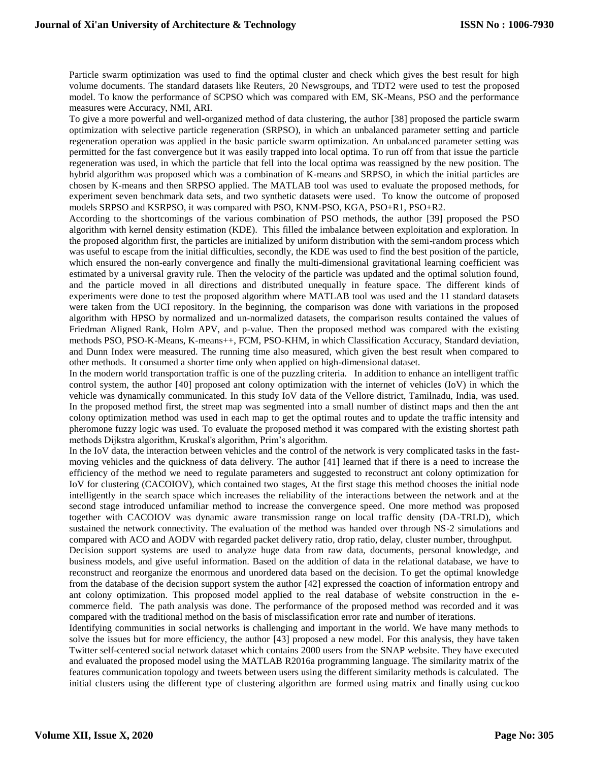Particle swarm optimization was used to find the optimal cluster and check which gives the best result for high volume documents. The standard datasets like Reuters, 20 Newsgroups, and TDT2 were used to test the proposed model. To know the performance of SCPSO which was compared with EM, SK-Means, PSO and the performance measures were Accuracy, NMI, ARI.

To give a more powerful and well-organized method of data clustering, the author [38] proposed the particle swarm optimization with selective particle regeneration (SRPSO), in which an unbalanced parameter setting and particle regeneration operation was applied in the basic particle swarm optimization. An unbalanced parameter setting was permitted for the fast convergence but it was easily trapped into local optima. To run off from that issue the particle regeneration was used, in which the particle that fell into the local optima was reassigned by the new position. The hybrid algorithm was proposed which was a combination of K-means and SRPSO, in which the initial particles are chosen by K-means and then SRPSO applied. The MATLAB tool was used to evaluate the proposed methods, for experiment seven benchmark data sets, and two synthetic datasets were used. To know the outcome of proposed models SRPSO and KSRPSO, it was compared with PSO, KNM-PSO, KGA, PSO+R1, PSO+R2.

According to the shortcomings of the various combination of PSO methods, the author [39] proposed the PSO algorithm with kernel density estimation (KDE). This filled the imbalance between exploitation and exploration. In the proposed algorithm first, the particles are initialized by uniform distribution with the semi-random process which was useful to escape from the initial difficulties, secondly, the KDE was used to find the best position of the particle, which ensured the non-early convergence and finally the multi-dimensional gravitational learning coefficient was estimated by a universal gravity rule. Then the velocity of the particle was updated and the optimal solution found, and the particle moved in all directions and distributed unequally in feature space. The different kinds of experiments were done to test the proposed algorithm where MATLAB tool was used and the 11 standard datasets were taken from the UCI repository. In the beginning, the comparison was done with variations in the proposed algorithm with HPSO by normalized and un-normalized datasets, the comparison results contained the values of Friedman Aligned Rank, Holm APV, and p-value. Then the proposed method was compared with the existing methods PSO, PSO-K-Means, K-means++, FCM, PSO-KHM, in which Classification Accuracy, Standard deviation, and Dunn Index were measured. The running time also measured, which given the best result when compared to other methods. It consumed a shorter time only when applied on high-dimensional dataset.

In the modern world transportation traffic is one of the puzzling criteria. In addition to enhance an intelligent traffic control system, the author [40] proposed ant colony optimization with the internet of vehicles (IoV) in which the vehicle was dynamically communicated. In this study IoV data of the Vellore district, Tamilnadu, India, was used. In the proposed method first, the street map was segmented into a small number of distinct maps and then the ant colony optimization method was used in each map to get the optimal routes and to update the traffic intensity and pheromone fuzzy logic was used. To evaluate the proposed method it was compared with the existing shortest path methods Dijkstra algorithm, Kruskal's algorithm, Prim's algorithm.

In the IoV data, the interaction between vehicles and the control of the network is very complicated tasks in the fast-moving vehicles and the quickness of data delivery. The author [41] learned that if there is a need to increase the efficiency of the method we need to regulate parameters and suggested to reconstruct ant colony optimization for IoV for clustering (CACOIOV), which contained two stages, At the first stage this method chooses the initial node intelligently in the search space which increases the reliability of the interactions between the network and at the second stage introduced unfamiliar method to increase the convergence speed. One more method was proposed together with CACOIOV was dynamic aware transmission range on local traffic density (DA-TRLD), which sustained the network connectivity. The evaluation of the method was handed over through NS-2 simulations and compared with ACO and AODV with regarded packet delivery ratio, drop ratio, delay, cluster number, throughput.

Decision support systems are used to analyze huge data from raw data, documents, personal knowledge, and business models, and give useful information. Based on the addition of data in the relational database, we have to reconstruct and reorganize the enormous and unordered data based on the decision. To get the optimal knowledge from the database of the decision support system the author [42] expressed the coaction of information entropy and ant colony optimization. This proposed model applied to the real database of website construction in the e-commerce field. The path analysis was done. The performance of the proposed method was recorded and it was compared with the traditional method on the basis of misclassification error rate and number of iterations.

Identifying communities in social networks is challenging and important in the world. We have many methods to solve the issues but for more efficiency, the author [43] proposed a new model. For this analysis, they have taken Twitter self-centered social network dataset which contains 2000 users from the SNAP website. They have executed and evaluated the proposed model using the MATLAB R2016a programming language. The similarity matrix of the features communication topology and tweets between users using the different similarity methods is calculated. The initial clusters using the different type of clustering algorithm are formed using matrix and finally using cuckoo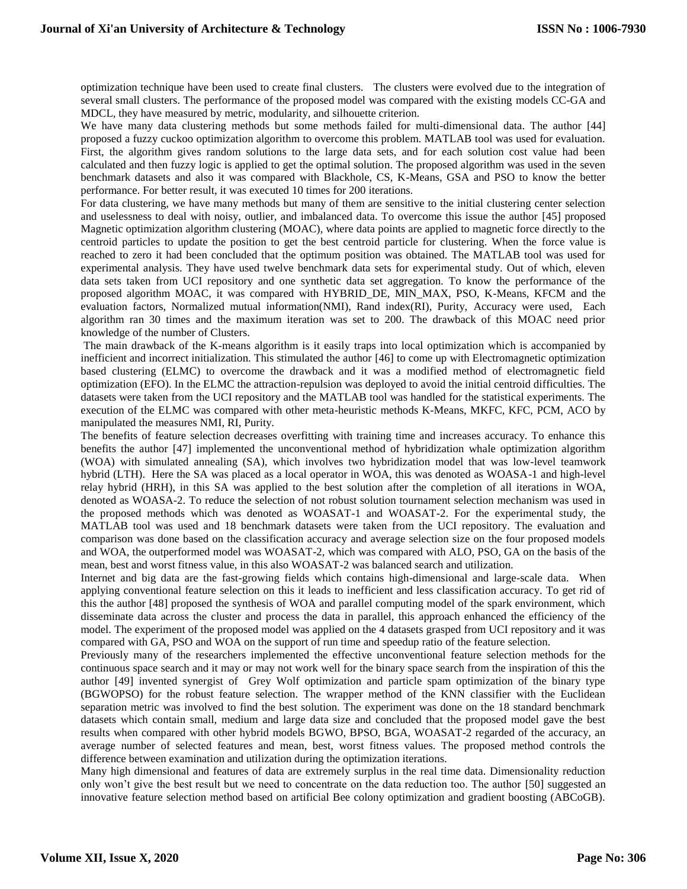optimization technique have been used to create final clusters. The clusters were evolved due to the integration of several small clusters. The performance of the proposed model was compared with the existing models CC-GA and MDCL, they have measured by metric, modularity, and silhouette criterion.

We have many data clustering methods but some methods failed for multi-dimensional data. The author [44] proposed a fuzzy cuckoo optimization algorithm to overcome this problem. MATLAB tool was used for evaluation. First, the algorithm gives random solutions to the large data sets, and for each solution cost value had been calculated and then fuzzy logic is applied to get the optimal solution. The proposed algorithm was used in the seven benchmark datasets and also it was compared with Blackhole, CS, K-Means, GSA and PSO to know the better performance. For better result, it was executed 10 times for 200 iterations.

For data clustering, we have many methods but many of them are sensitive to the initial clustering center selection and uselessness to deal with noisy, outlier, and imbalanced data. To overcome this issue the author [45] proposed Magnetic optimization algorithm clustering (MOAC), where data points are applied to magnetic force directly to the centroid particles to update the position to get the best centroid particle for clustering. When the force value is reached to zero it had been concluded that the optimum position was obtained. The MATLAB tool was used for experimental analysis. They have used twelve benchmark data sets for experimental study. Out of which, eleven data sets taken from UCI repository and one synthetic data set aggregation. To know the performance of the proposed algorithm MOAC, it was compared with HYBRID_DE, MIN_MAX, PSO, K-Means, KFCM and the evaluation factors, Normalized mutual information(NMI), Rand index(RI), Purity, Accuracy were used, Each algorithm ran 30 times and the maximum iteration was set to 200. The drawback of this MOAC need prior knowledge of the number of Clusters.

The main drawback of the K-means algorithm is it easily traps into local optimization which is accompanied by inefficient and incorrect initialization. This stimulated the author [46] to come up with Electromagnetic optimization based clustering (ELMC) to overcome the drawback and it was a modified method of electromagnetic field optimization (EFO). In the ELMC the attraction-repulsion was deployed to avoid the initial centroid difficulties. The datasets were taken from the UCI repository and the MATLAB tool was handled for the statistical experiments. The execution of the ELMC was compared with other meta-heuristic methods K-Means, MKFC, KFC, PCM, ACO by manipulated the measures NMI, RI, Purity.

The benefits of feature selection decreases overfitting with training time and increases accuracy. To enhance this benefits the author [47] implemented the unconventional method of hybridization whale optimization algorithm (WOA) with simulated annealing (SA), which involves two hybridization model that was low-level teamwork hybrid (LTH). Here the SA was placed as a local operator in WOA, this was denoted as WOASA-1 and high-level relay hybrid (HRH), in this SA was applied to the best solution after the completion of all iterations in WOA, denoted as WOASA-2. To reduce the selection of not robust solution tournament selection mechanism was used in the proposed methods which was denoted as WOASAT-1 and WOASAT-2. For the experimental study, the MATLAB tool was used and 18 benchmark datasets were taken from the UCI repository. The evaluation and comparison was done based on the classification accuracy and average selection size on the four proposed models and WOA, the outperformed model was WOASAT-2, which was compared with ALO, PSO, GA on the basis of the mean, best and worst fitness value, in this also WOASAT-2 was balanced search and utilization.

Internet and big data are the fast-growing fields which contains high-dimensional and large-scale data. When applying conventional feature selection on this it leads to inefficient and less classification accuracy. To get rid of this the author [48] proposed the synthesis of WOA and parallel computing model of the spark environment, which disseminate data across the cluster and process the data in parallel, this approach enhanced the efficiency of the model. The experiment of the proposed model was applied on the 4 datasets grasped from UCI repository and it was compared with GA, PSO and WOA on the support of run time and speedup ratio of the feature selection.

Previously many of the researchers implemented the effective unconventional feature selection methods for the continuous space search and it may or may not work well for the binary space search from the inspiration of this the author [49] invented synergist of Grey Wolf optimization and particle spam optimization of the binary type (BGWOPSO) for the robust feature selection. The wrapper method of the KNN classifier with the Euclidean separation metric was involved to find the best solution. The experiment was done on the 18 standard benchmark datasets which contain small, medium and large data size and concluded that the proposed model gave the best results when compared with other hybrid models BGWO, BPSO, BGA, WOASAT-2 regarded of the accuracy, an average number of selected features and mean, best, worst fitness values. The proposed method controls the difference between examination and utilization during the optimization iterations.

Many high dimensional and features of data are extremely surplus in the real time data. Dimensionality reduction only won't give the best result but we need to concentrate on the data reduction too. The author [50] suggested an innovative feature selection method based on artificial Bee colony optimization and gradient boosting (ABCoGB).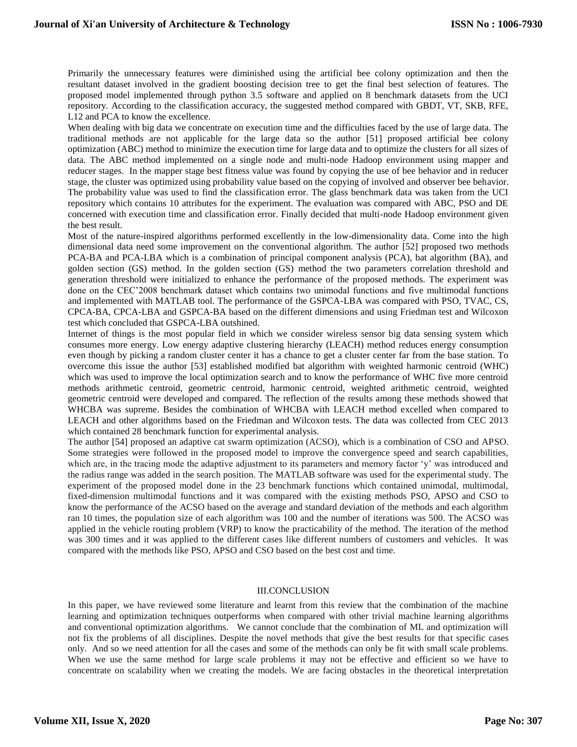Primarily the unnecessary features were diminished using the artificial bee colony optimization and then the resultant dataset involved in the gradient boosting decision tree to get the final best selection of features. The proposed model implemented through python 3.5 software and applied on 8 benchmark datasets from the UCI repository. According to the classification accuracy, the suggested method compared with GBDT, VT, SKB, RFE, L12 and PCA to know the excellence.

When dealing with big data we concentrate on execution time and the difficulties faced by the use of large data. The traditional methods are not applicable for the large data so the author [51] proposed artificial bee colony optimization (ABC) method to minimize the execution time for large data and to optimize the clusters for all sizes of data. The ABC method implemented on a single node and multi-node Hadoop environment using mapper and reducer stages. In the mapper stage best fitness value was found by copying the use of bee behavior and in reducer stage, the cluster was optimized using probability value based on the copying of involved and observer bee behavior. The probability value was used to find the classification error. The glass benchmark data was taken from the UCI repository which contains 10 attributes for the experiment. The evaluation was compared with ABC, PSO and DE concerned with execution time and classification error. Finally decided that multi-node Hadoop environment given the best result.

Most of the nature-inspired algorithms performed excellently in the low-dimensionality data. Come into the high dimensional data need some improvement on the conventional algorithm. The author [52] proposed two methods PCA-BA and PCA-LBA which is a combination of principal component analysis (PCA), bat algorithm (BA), and golden section (GS) method. In the golden section (GS) method the two parameters correlation threshold and generation threshold were initialized to enhance the performance of the proposed methods. The experiment was done on the CEC'2008 benchmark dataset which contains two unimodal functions and five multimodal functions and implemented with MATLAB tool. The performance of the GSPCA-LBA was compared with PSO, TVAC, CS, CPCA-BA, CPCA-LBA and GSPCA-BA based on the different dimensions and using Friedman test and Wilcoxon test which concluded that GSPCA-LBA outshined.

Internet of things is the most popular field in which we consider wireless sensor big data sensing system which consumes more energy. Low energy adaptive clustering hierarchy (LEACH) method reduces energy consumption even though by picking a random cluster center it has a chance to get a cluster center far from the base station. To overcome this issue the author [53] established modified bat algorithm with weighted harmonic centroid (WHC) which was used to improve the local optimization search and to know the performance of WHC five more centroid methods arithmetic centroid, geometric centroid, harmonic centroid, weighted arithmetic centroid, weighted geometric centroid were developed and compared. The reflection of the results among these methods showed that WHCBA was supreme. Besides the combination of WHCBA with LEACH method excelled when compared to LEACH and other algorithms based on the Friedman and Wilcoxon tests. The data was collected from CEC 2013 which contained 28 benchmark function for experimental analysis.

The author [54] proposed an adaptive cat swarm optimization (ACSO), which is a combination of CSO and APSO. Some strategies were followed in the proposed model to improve the convergence speed and search capabilities, which are, in the tracing mode the adaptive adjustment to its parameters and memory factor 'y' was introduced and the radius range was added in the search position. The MATLAB software was used for the experimental study. The experiment of the proposed model done in the 23 benchmark functions which contained unimodal, multimodal, fixed-dimension multimodal functions and it was compared with the existing methods PSO, APSO and CSO to know the performance of the ACSO based on the average and standard deviation of the methods and each algorithm ran 10 times, the population size of each algorithm was 100 and the number of iterations was 500. The ACSO was applied in the vehicle routing problem (VRP) to know the practicability of the method. The iteration of the method was 300 times and it was applied to the different cases like different numbers of customers and vehicles. It was compared with the methods like PSO, APSO and CSO based on the best cost and time.

## III.CONCLUSION

In this paper, we have reviewed some literature and learnt from this review that the combination of the machine learning and optimization techniques outperforms when compared with other trivial machine learning algorithms and conventional optimization algorithms. We cannot conclude that the combination of ML and optimization will not fix the problems of all disciplines. Despite the novel methods that give the best results for that specific cases only. And so we need attention for all the cases and some of the methods can only be fit with small scale problems. When we use the same method for large scale problems it may not be effective and efficient so we have to concentrate on scalability when we creating the models. We are facing obstacles in the theoretical interpretation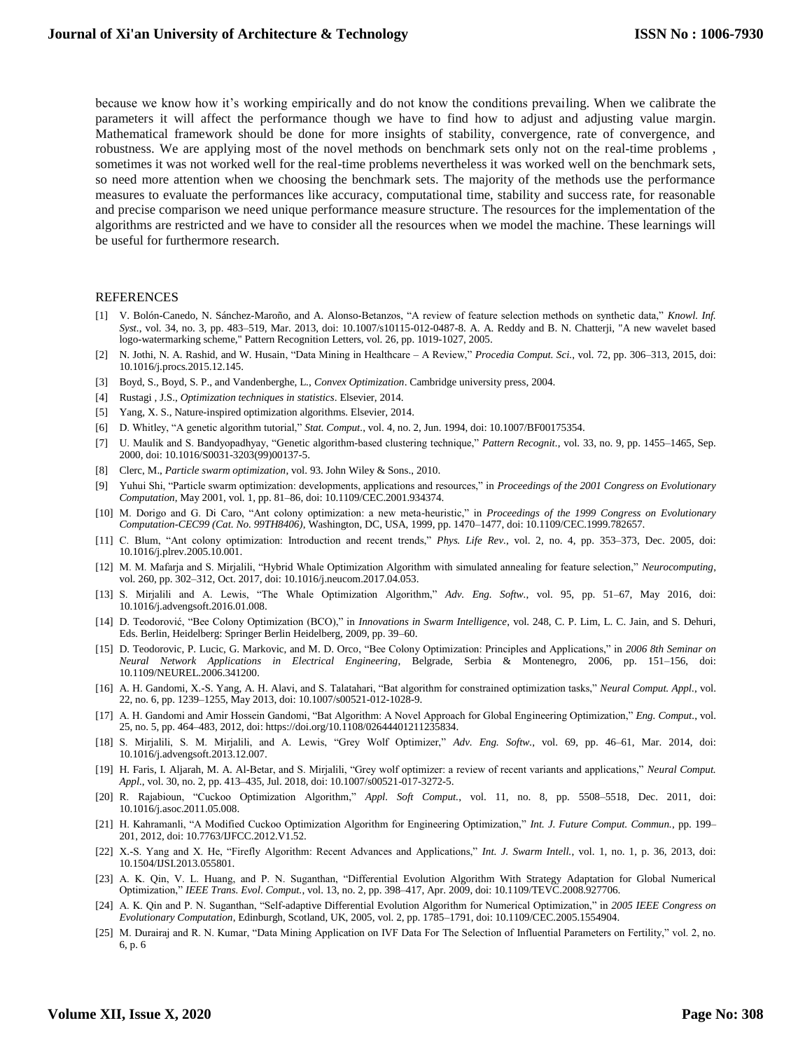because we know how it's working empirically and do not know the conditions prevailing. When we calibrate the parameters it will affect the performance though we have to find how to adjust and adjusting value margin. Mathematical framework should be done for more insights of stability, convergence, rate of convergence, and robustness. We are applying most of the novel methods on benchmark sets only not on the real-time problems , sometimes it was not worked well for the real-time problems nevertheless it was worked well on the benchmark sets, so need more attention when we choosing the benchmark sets. The majority of the methods use the performance measures to evaluate the performances like accuracy, computational time, stability and success rate, for reasonable and precise comparison we need unique performance measure structure. The resources for the implementation of the algorithms are restricted and we have to consider all the resources when we model the machine. These learnings will be useful for furthermore research.

## REFERENCES

[1] V. Bolón-Canedo, N. Sánchez-Maroño, and A. Alonso-Betanzos, "A review of feature selection methods on synthetic data," *Knowl. Inf. Syst.*, vol. 34, no. 3, pp. 483–519, Mar. 2013, doi: 10.1007/s10115-012-0487-8. A. A. Reddy and B. N. Chatterji, "A new wavelet based logo-watermarking scheme," Pattern Recognition Letters, vol. 26, pp. 1019-1027, 2005.

[2] N. Jothi, N. A. Rashid, and W. Husain, "Data Mining in Healthcare – A Review," *Procedia Comput. Sci.*, vol. 72, pp. 306–313, 2015, doi: 10.1016/j.procs.2015.12.145.

[3] Boyd, S., Boyd, S. P., and Vandenberghe, L., *Convex Optimization*. Cambridge university press, 2004.

[4] Rustagi , J.S., *Optimization techniques in statistics*. Elsevier, 2014.

[5] Yang, X. S., Nature-inspired optimization algorithms. Elsevier, 2014.

[6] D. Whitley, "A genetic algorithm tutorial," *Stat. Comput.*, vol. 4, no. 2, Jun. 1994, doi: 10.1007/BF00175354.

[7] U. Maulik and S. Bandyopadhyay, "Genetic algorithm-based clustering technique," *Pattern Recognit.*, vol. 33, no. 9, pp. 1455–1465, Sep. 2000, doi: 10.1016/S0031-3203(99)00137-5.

[8] Clerc, M., *Particle swarm optimization*, vol. 93. John Wiley & Sons., 2010.

[9] Yuhui Shi, "Particle swarm optimization: developments, applications and resources," in *Proceedings of the 2001 Congress on Evolutionary Computation*, May 2001, vol. 1, pp. 81–86, doi: 10.1109/CEC.2001.934374.

[10] M. Dorigo and G. Di Caro, "Ant colony optimization: a new meta-heuristic," in *Proceedings of the 1999 Congress on Evolutionary Computation-CEC99 (Cat. No. 99TH8406)*, Washington, DC, USA, 1999, pp. 1470–1477, doi: 10.1109/CEC.1999.782657.

[11] C. Blum, "Ant colony optimization: Introduction and recent trends," *Phys. Life Rev.*, vol. 2, no. 4, pp. 353–373, Dec. 2005, doi: 10.1016/j.plrev.2005.10.001.

[12] M. M. Mafarja and S. Mirjalili, "Hybrid Whale Optimization Algorithm with simulated annealing for feature selection," *Neurocomputing*, vol. 260, pp. 302–312, Oct. 2017, doi: 10.1016/j.neucom.2017.04.053.

[13] S. Mirjalili and A. Lewis, "The Whale Optimization Algorithm," *Adv. Eng. Softw.*, vol. 95, pp. 51–67, May 2016, doi: 10.1016/j.advengsoft.2016.01.008.

[14] D. Teodorović, "Bee Colony Optimization (BCO)," in *Innovations in Swarm Intelligence*, vol. 248, C. P. Lim, L. C. Jain, and S. Dehuri, Eds. Berlin, Heidelberg: Springer Berlin Heidelberg, 2009, pp. 39–60.

[15] D. Teodorovic, P. Lucic, G. Markovic, and M. D. Orco, "Bee Colony Optimization: Principles and Applications," in *2006 8th Seminar on Neural Network Applications in Electrical Engineering*, Belgrade, Serbia & Montenegro, 2006, pp. 151–156, doi: 10.1109/NEUREL.2006.341200.

[16] A. H. Gandomi, X.-S. Yang, A. H. Alavi, and S. Talatahari, "Bat algorithm for constrained optimization tasks," *Neural Comput. Appl.*, vol. 22, no. 6, pp. 1239–1255, May 2013, doi: 10.1007/s00521-012-1028-9.

[17] A. H. Gandomi and Amir Hossein Gandomi, "Bat Algorithm: A Novel Approach for Global Engineering Optimization," *Eng. Comput.*, vol. 25, no. 5, pp. 464–483, 2012, doi: https://doi.org/10.1108/02644401211235834.

[18] S. Mirjalili, S. M. Mirjalili, and A. Lewis, "Grey Wolf Optimizer," *Adv. Eng. Softw.*, vol. 69, pp. 46–61, Mar. 2014, doi: 10.1016/j.advengsoft.2013.12.007.

[19] H. Faris, I. Aljarah, M. A. Al-Betar, and S. Mirjalili, "Grey wolf optimizer: a review of recent variants and applications," *Neural Comput. Appl.*, vol. 30, no. 2, pp. 413–435, Jul. 2018, doi: 10.1007/s00521-017-3272-5.

[20] R. Rajabioun, "Cuckoo Optimization Algorithm," *Appl. Soft Comput.*, vol. 11, no. 8, pp. 5508–5518, Dec. 2011, doi: 10.1016/j.asoc.2011.05.008.

[21] H. Kahramanli, "A Modified Cuckoo Optimization Algorithm for Engineering Optimization," *Int. J. Future Comput. Commun.*, pp. 199–201, 2012, doi: 10.7763/IJFCC.2012.V1.52.

[22] X.-S. Yang and X. He, "Firefly Algorithm: Recent Advances and Applications," *Int. J. Swarm Intell.*, vol. 1, no. 1, p. 36, 2013, doi: 10.1504/IJSI.2013.055801.

[23] A. K. Qin, V. L. Huang, and P. N. Suganthan, "Differential Evolution Algorithm With Strategy Adaptation for Global Numerical Optimization," *IEEE Trans. Evol. Comput.*, vol. 13, no. 2, pp. 398–417, Apr. 2009, doi: 10.1109/TEVC.2008.927706.

[24] A. K. Qin and P. N. Suganthan, "Self-adaptive Differential Evolution Algorithm for Numerical Optimization," in *2005 IEEE Congress on Evolutionary Computation*, Edinburgh, Scotland, UK, 2005, vol. 2, pp. 1785–1791, doi: 10.1109/CEC.2005.1554904.

[25] M. Durairaj and R. N. Kumar, "Data Mining Application on IVF Data For The Selection of Influential Parameters on Fertility," vol. 2, no. 6, p. 6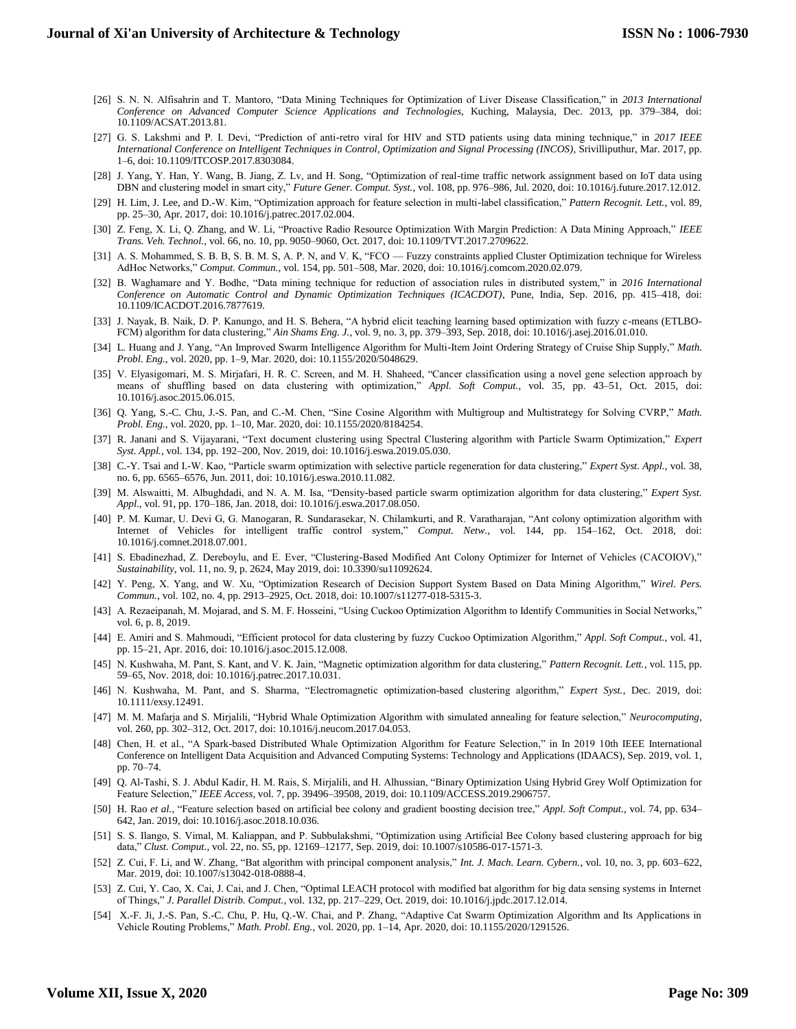[26] S. N. N. Alfisahrin and T. Mantoro, "Data Mining Techniques for Optimization of Liver Disease Classification," in *2013 International Conference on Advanced Computer Science Applications and Technologies*, Kuching, Malaysia, Dec. 2013, pp. 379–384, doi: 10.1109/ACSAT.2013.81.

[27] G. S. Lakshmi and P. I. Devi, "Prediction of anti-retro viral for HIV and STD patients using data mining technique," in *2017 IEEE International Conference on Intelligent Techniques in Control, Optimization and Signal Processing (INCOS)*, Srivilliputhur, Mar. 2017, pp. 1–6, doi: 10.1109/ITCOSP.2017.8303084.

[28] J. Yang, Y. Han, Y. Wang, B. Jiang, Z. Lv, and H. Song, "Optimization of real-time traffic network assignment based on IoT data using DBN and clustering model in smart city," *Future Gener. Comput. Syst.*, vol. 108, pp. 976–986, Jul. 2020, doi: 10.1016/j.future.2017.12.012.

[29] H. Lim, J. Lee, and D.-W. Kim, "Optimization approach for feature selection in multi-label classification," *Pattern Recognit. Lett.*, vol. 89, pp. 25–30, Apr. 2017, doi: 10.1016/j.patrec.2017.02.004.

[30] Z. Feng, X. Li, Q. Zhang, and W. Li, "Proactive Radio Resource Optimization With Margin Prediction: A Data Mining Approach," *IEEE Trans. Veh. Technol.*, vol. 66, no. 10, pp. 9050–9060, Oct. 2017, doi: 10.1109/TVT.2017.2709622.

[31] A. S. Mohammed, S. B. B, S. B. M. S, A. P. N, and V. K, "FCO — Fuzzy constraints applied Cluster Optimization technique for Wireless AdHoc Networks," *Comput. Commun.*, vol. 154, pp. 501–508, Mar. 2020, doi: 10.1016/j.comcom.2020.02.079.

[32] B. Waghamare and Y. Bodhe, "Data mining technique for reduction of association rules in distributed system," in *2016 International Conference on Automatic Control and Dynamic Optimization Techniques (ICACDOT)*, Pune, India, Sep. 2016, pp. 415–418, doi: 10.1109/ICACDOT.2016.7877619.

[33] J. Nayak, B. Naik, D. P. Kanungo, and H. S. Behera, "A hybrid elicit teaching learning based optimization with fuzzy c-means (ETLBO-FCM) algorithm for data clustering," *Ain Shams Eng. J.*, vol. 9, no. 3, pp. 379–393, Sep. 2018, doi: 10.1016/j.asej.2016.01.010.

[34] L. Huang and J. Yang, "An Improved Swarm Intelligence Algorithm for Multi-Item Joint Ordering Strategy of Cruise Ship Supply," *Math. Probl. Eng.*, vol. 2020, pp. 1–9, Mar. 2020, doi: 10.1155/2020/5048629.

[35] V. Elyasigomari, M. S. Mirjafari, H. R. C. Screen, and M. H. Shaheed, "Cancer classification using a novel gene selection approach by means of shuffling based on data clustering with optimization," *Appl. Soft Comput.*, vol. 35, pp. 43–51, Oct. 2015, doi: 10.1016/j.asoc.2015.06.015.

[36] Q. Yang, S.-C. Chu, J.-S. Pan, and C.-M. Chen, "Sine Cosine Algorithm with Multigroup and Multistrategy for Solving CVRP," *Math. Probl. Eng.*, vol. 2020, pp. 1–10, Mar. 2020, doi: 10.1155/2020/8184254.

[37] R. Janani and S. Vijayarani, "Text document clustering using Spectral Clustering algorithm with Particle Swarm Optimization," *Expert Syst. Appl.*, vol. 134, pp. 192–200, Nov. 2019, doi: 10.1016/j.eswa.2019.05.030.

[38] C.-Y. Tsai and I.-W. Kao, "Particle swarm optimization with selective particle regeneration for data clustering," *Expert Syst. Appl.*, vol. 38, no. 6, pp. 6565–6576, Jun. 2011, doi: 10.1016/j.eswa.2010.11.082.

[39] M. Alswaitti, M. Albughdadi, and N. A. M. Isa, "Density-based particle swarm optimization algorithm for data clustering," *Expert Syst. Appl.*, vol. 91, pp. 170–186, Jan. 2018, doi: 10.1016/j.eswa.2017.08.050.

[40] P. M. Kumar, U. Devi G, G. Manogaran, R. Sundarasekar, N. Chilamkurti, and R. Varatharajan, "Ant colony optimization algorithm with Internet of Vehicles for intelligent traffic control system," *Comput. Netw.*, vol. 144, pp. 154–162, Oct. 2018, doi: 10.1016/j.comnet.2018.07.001.

[41] S. Ebadinezhad, Z. Dereboylu, and E. Ever, "Clustering-Based Modified Ant Colony Optimizer for Internet of Vehicles (CACOIOV)," *Sustainability*, vol. 11, no. 9, p. 2624, May 2019, doi: 10.3390/su11092624.

[42] Y. Peng, X. Yang, and W. Xu, "Optimization Research of Decision Support System Based on Data Mining Algorithm," *Wirel. Pers. Commun.*, vol. 102, no. 4, pp. 2913–2925, Oct. 2018, doi: 10.1007/s11277-018-5315-3.

[43] A. Rezaeipanah, M. Mojarad, and S. M. F. Hosseini, "Using Cuckoo Optimization Algorithm to Identify Communities in Social Networks," vol. 6, p. 8, 2019.

[44] E. Amiri and S. Mahmoudi, "Efficient protocol for data clustering by fuzzy Cuckoo Optimization Algorithm," *Appl. Soft Comput.*, vol. 41, pp. 15–21, Apr. 2016, doi: 10.1016/j.asoc.2015.12.008.

[45] N. Kushwaha, M. Pant, S. Kant, and V. K. Jain, "Magnetic optimization algorithm for data clustering," *Pattern Recognit. Lett.*, vol. 115, pp. 59–65, Nov. 2018, doi: 10.1016/j.patrec.2017.10.031.

[46] N. Kushwaha, M. Pant, and S. Sharma, "Electromagnetic optimization-based clustering algorithm," *Expert Syst.*, Dec. 2019, doi: 10.1111/exsy.12491.

[47] M. M. Mafarja and S. Mirjalili, "Hybrid Whale Optimization Algorithm with simulated annealing for feature selection," *Neurocomputing*, vol. 260, pp. 302–312, Oct. 2017, doi: 10.1016/j.neucom.2017.04.053.

[48] Chen, H. et al., "A Spark-based Distributed Whale Optimization Algorithm for Feature Selection," in In 2019 10th IEEE International Conference on Intelligent Data Acquisition and Advanced Computing Systems: Technology and Applications (IDAACS), Sep. 2019, vol. 1, pp. 70–74.

[49] Q. Al-Tashi, S. J. Abdul Kadir, H. M. Rais, S. Mirjalili, and H. Alhussian, "Binary Optimization Using Hybrid Grey Wolf Optimization for Feature Selection," *IEEE Access*, vol. 7, pp. 39496–39508, 2019, doi: 10.1109/ACCESS.2019.2906757.

[50] H. Rao *et al.*, "Feature selection based on artificial bee colony and gradient boosting decision tree," *Appl. Soft Comput.*, vol. 74, pp. 634–642, Jan. 2019, doi: 10.1016/j.asoc.2018.10.036.

[51] S. S. Ilango, S. Vimal, M. Kaliappan, and P. Subbulakshmi, "Optimization using Artificial Bee Colony based clustering approach for big data," *Clust. Comput.*, vol. 22, no. S5, pp. 12169–12177, Sep. 2019, doi: 10.1007/s10586-017-1571-3.

[52] Z. Cui, F. Li, and W. Zhang, "Bat algorithm with principal component analysis," *Int. J. Mach. Learn. Cybern.*, vol. 10, no. 3, pp. 603–622, Mar. 2019, doi: 10.1007/s13042-018-0888-4.

[53] Z. Cui, Y. Cao, X. Cai, J. Cai, and J. Chen, "Optimal LEACH protocol with modified bat algorithm for big data sensing systems in Internet of Things," *J. Parallel Distrib. Comput.*, vol. 132, pp. 217–229, Oct. 2019, doi: 10.1016/j.jpdc.2017.12.014.

[54] X.-F. Ji, J.-S. Pan, S.-C. Chu, P. Hu, Q.-W. Chai, and P. Zhang, "Adaptive Cat Swarm Optimization Algorithm and Its Applications in Vehicle Routing Problems," *Math. Probl. Eng.*, vol. 2020, pp. 1–14, Apr. 2020, doi: 10.1155/2020/1291526.